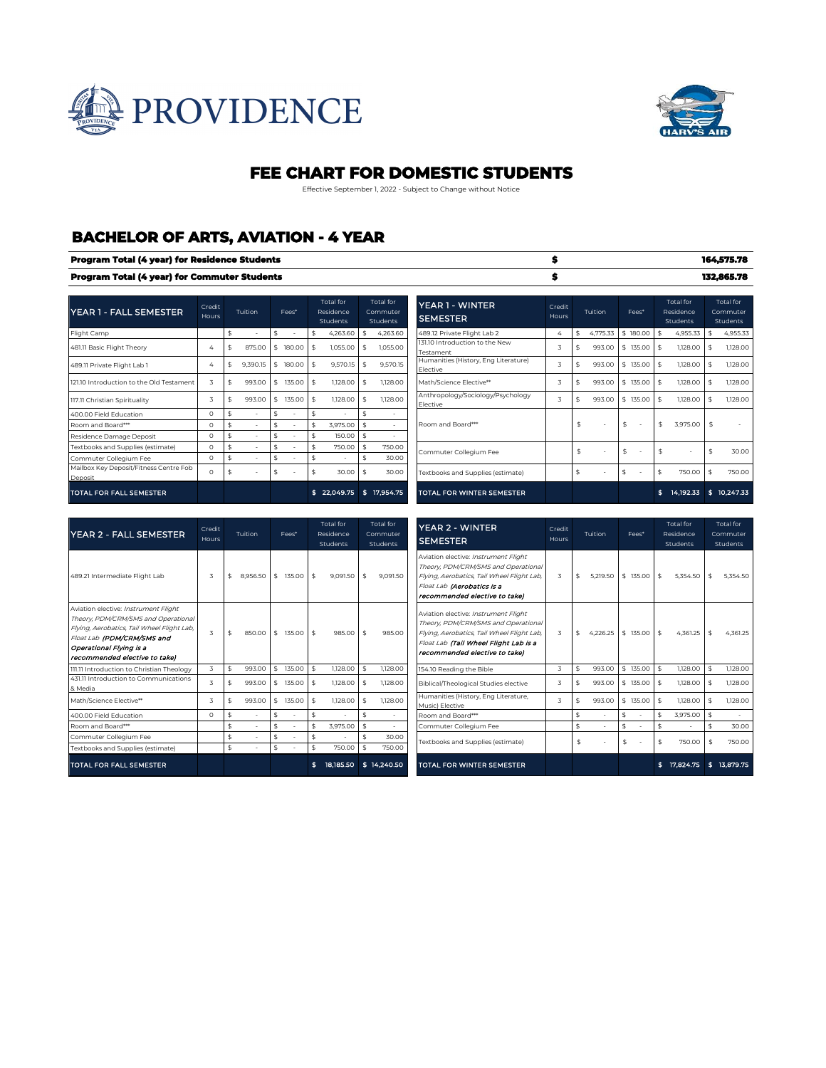PROVIDENCE

HARV'S AIR

# FEE CHART FOR DOMESTIC STUDENTS

Effective September 1, 2022 - Subject to Change without Notice

## BACHELOR OF ARTS, AVIATION - 4 YEAR

| | | |
|---|---|---|
| **Program Total (4 year) for Residence Students** | **$** | **164,575.78** |
| **Program Total (4 year) for Commuter Students** | **$** | **132,865.78** |

| YEAR 1 - FALL SEMESTER | Credit Hours | Tuition | Fees* | Total for Residence Students | Total for Commuter Students |
|---|---|---|---|---|---|
| Flight Camp | | $ - | $ - | $ 4,263.60 | $ 4,263.60 |
| 481.11 Basic Flight Theory | 4 | $ 875.00 | $ 180.00 | $ 1,055.00 | $ 1,055.00 |
| 489.11 Private Flight Lab 1 | 4 | $ 9,390.15 | $ 180.00 | $ 9,570.15 | $ 9,570.15 |
| 121.10 Introduction to the Old Testament | 3 | $ 993.00 | $ 135.00 | $ 1,128.00 | $ 1,128.00 |
| 117.11 Christian Spirituality | 3 | $ 993.00 | $ 135.00 | $ 1,128.00 | $ 1,128.00 |
| 400.00 Field Education | 0 | $ - | $ - | $ - | $ - |
| Room and Board*** | 0 | $ - | $ - | $ 3,975.00 | $ - |
| Residence Damage Deposit | 0 | $ - | $ - | $ 150.00 | $ - |
| Textbooks and Supplies (estimate) | 0 | $ - | $ - | $ 750.00 | $ 750.00 |
| Commuter Collegium Fee | 0 | $ - | $ - | $ - | $ 30.00 |
| Mailbox Key Deposit/Fitness Centre Fob Deposit | 0 | $ - | $ - | $ 30.00 | $ 30.00 |
| **TOTAL FOR FALL SEMESTER** | | | | **$ 22,049.75** | **$ 17,954.75** |

| YEAR 1 - WINTER SEMESTER | Credit Hours | Tuition | Fees* | Total for Residence Students | Total for Commuter Students |
|---|---|---|---|---|---|
| 489.12 Private Flight Lab 2 | 4 | $ 4,775.33 | $ 180.00 | $ 4,955.33 | $ 4,955.33 |
| 131.10 Introduction to the New Testament | 3 | $ 993.00 | $ 135.00 | $ 1,128.00 | $ 1,128.00 |
| Humanities (History, Eng Literature) Elective | 3 | $ 993.00 | $ 135.00 | $ 1,128.00 | $ 1,128.00 |
| Math/Science Elective** | 3 | $ 993.00 | $ 135.00 | $ 1,128.00 | $ 1,128.00 |
| Anthropology/Sociology/Psychology Elective | 3 | $ 993.00 | $ 135.00 | $ 1,128.00 | $ 1,128.00 |
| Room and Board*** | | $ - | $ - | $ 3,975.00 | $ - |
| Commuter Collegium Fee | | $ - | $ - | $ - | $ 30.00 |
| Textbooks and Supplies (estimate) | | $ - | $ - | $ 750.00 | $ 750.00 |
| **TOTAL FOR WINTER SEMESTER** | | | | **$ 14,192.33** | **$ 10,247.33** |

| YEAR 2 - FALL SEMESTER | Credit Hours | Tuition | Fees* | Total for Residence Students | Total for Commuter Students |
|---|---|---|---|---|---|
| 489.21 Intermediate Flight Lab | 3 | $ 8,956.50 | $ 135.00 | $ 9,091.50 | $ 9,091.50 |
| Aviation elective: *Instrument Flight Theory, PDM/CRM/SMS and Operational Flying, Aerobatics, Tail Wheel Flight Lab, Float Lab* ***(PDM/CRM/SMS and Operational Flying is a recommended elective to take)*** | 3 | $ 850.00 | $ 135.00 | $ 985.00 | $ 985.00 |
| 111.11 Introduction to Christian Theology | 3 | $ 993.00 | $ 135.00 | $ 1,128.00 | $ 1,128.00 |
| 431.11 Introduction to Communications & Media | 3 | $ 993.00 | $ 135.00 | $ 1,128.00 | $ 1,128.00 |
| Math/Science Elective** | 3 | $ 993.00 | $ 135.00 | $ 1,128.00 | $ 1,128.00 |
| 400.00 Field Education | 0 | $ - | $ - | $ - | $ - |
| Room and Board*** | | $ - | $ - | $ 3,975.00 | $ - |
| Commuter Collegium Fee | | $ - | $ - | $ - | $ 30.00 |
| Textbooks and Supplies (estimate) | | $ - | $ - | $ 750.00 | $ 750.00 |
| **TOTAL FOR FALL SEMESTER** | | | | **$ 18,185.50** | **$ 14,240.50** |

| YEAR 2 - WINTER SEMESTER | Credit Hours | Tuition | Fees* | Total for Residence Students | Total for Commuter Students |
|---|---|---|---|---|---|
| Aviation elective: *Instrument Flight Theory, PDM/CRM/SMS and Operational Flying, Aerobatics, Tail Wheel Flight Lab, Float Lab* ***(Aerobatics is a recommended elective to take)*** | 3 | $ 5,219.50 | $ 135.00 | $ 5,354.50 | $ 5,354.50 |
| Aviation elective: *Instrument Flight Theory, PDM/CRM/SMS and Operational Flying, Aerobatics, Tail Wheel Flight Lab, Float Lab* ***(Tail Wheel Flight Lab is a recommended elective to take)*** | 3 | $ 4,226.25 | $ 135.00 | $ 4,361.25 | $ 4,361.25 |
| 154.10 Reading the Bible | 3 | $ 993.00 | $ 135.00 | $ 1,128.00 | $ 1,128.00 |
| Biblical/Theological Studies elective | 3 | $ 993.00 | $ 135.00 | $ 1,128.00 | $ 1,128.00 |
| Humanities (History, Eng Literature, Music) Elective | 3 | $ 993.00 | $ 135.00 | $ 1,128.00 | $ 1,128.00 |
| Room and Board*** | | $ - | $ - | $ 3,975.00 | $ - |
| Commuter Collegium Fee | | $ - | $ - | $ - | $ 30.00 |
| Textbooks and Supplies (estimate) | | $ - | $ - | $ 750.00 | $ 750.00 |
| **TOTAL FOR WINTER SEMESTER** | | | | **$ 17,824.75** | **$ 13,879.75** |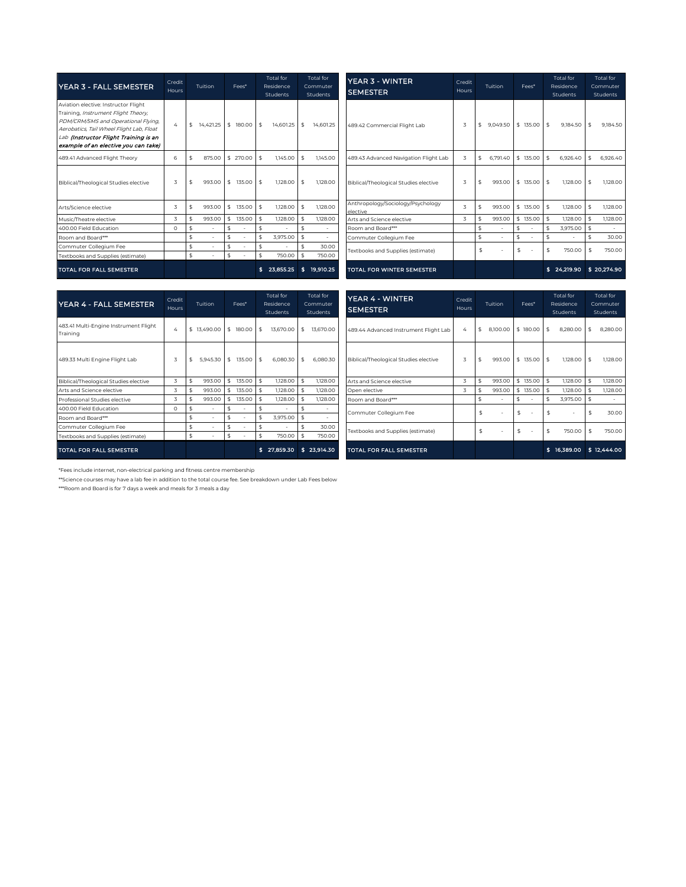| YEAR 3 - FALL SEMESTER | Credit Hours | Tuition | Fees* | Total for Residence Students | Total for Commuter Students |
|---|---|---|---|---|---|
| Aviation elective: Instructor Flight Training, *Instrument Flight Theory, PDM/CRM/SMS and Operational Flying, Aerobatics, Tail Wheel Flight Lab, Float Lab* ***(Instructor Flight Training is an example of an elective you can take)*** | 4 | $ 14,421.25 | $ 180.00 | $ 14,601.25 | $ 14,601.25 |
| 489.41 Advanced Flight Theory | 6 | $ 875.00 | $ 270.00 | $ 1,145.00 | $ 1,145.00 |
| Biblical/Theological Studies elective | 3 | $ 993.00 | $ 135.00 | $ 1,128.00 | $ 1,128.00 |
| Arts/Science elective | 3 | $ 993.00 | $ 135.00 | $ 1,128.00 | $ 1,128.00 |
| Music/Theatre elective | 3 | $ 993.00 | $ 135.00 | $ 1,128.00 | $ 1,128.00 |
| 400.00 Field Education | 0 | $ - | $ - | $ - | $ - |
| Room and Board*** | | $ - | $ - | $ 3,975.00 | $ - |
| Commuter Collegium Fee | | $ - | $ - | $ - | $ 30.00 |
| Textbooks and Supplies (estimate) | | $ - | $ - | $ 750.00 | $ 750.00 |
| **TOTAL FOR FALL SEMESTER** | | | | **$ 23,855.25** | **$ 19,910.25** |

| YEAR 3 - WINTER SEMESTER | Credit Hours | Tuition | Fees* | Total for Residence Students | Total for Commuter Students |
|---|---|---|---|---|---|
| 489.42 Commercial Flight Lab | 3 | $ 9,049.50 | $ 135.00 | $ 9,184.50 | $ 9,184.50 |
| 489.43 Advanced Navigation Flight Lab | 3 | $ 6,791.40 | $ 135.00 | $ 6,926.40 | $ 6,926.40 |
| Biblical/Theological Studies elective | 3 | $ 993.00 | $ 135.00 | $ 1,128.00 | $ 1,128.00 |
| Anthropology/Sociology/Psychology elective | 3 | $ 993.00 | $ 135.00 | $ 1,128.00 | $ 1,128.00 |
| Arts and Science elective | 3 | $ 993.00 | $ 135.00 | $ 1,128.00 | $ 1,128.00 |
| Room and Board*** | | $ - | $ - | $ 3,975.00 | $ - |
| Commuter Collegium Fee | | $ - | $ - | $ - | $ 30.00 |
| Textbooks and Supplies (estimate) | | $ - | $ - | $ 750.00 | $ 750.00 |
| **TOTAL FOR WINTER SEMESTER** | | | | **$ 24,219.90** | **$ 20,274.90** |

| YEAR 4 - FALL SEMESTER | Credit Hours | Tuition | Fees* | Total for Residence Students | Total for Commuter Students |
|---|---|---|---|---|---|
| 483.41 Multi-Engine Instrument Flight Training | 4 | $ 13,490.00 | $ 180.00 | $ 13,670.00 | $ 13,670.00 |
| 489.33 Multi Engine Flight Lab | 3 | $ 5,945.30 | $ 135.00 | $ 6,080.30 | $ 6,080.30 |
| Biblical/Theological Studies elective | 3 | $ 993.00 | $ 135.00 | $ 1,128.00 | $ 1,128.00 |
| Arts and Science elective | 3 | $ 993.00 | $ 135.00 | $ 1,128.00 | $ 1,128.00 |
| Professional Studies elective | 3 | $ 993.00 | $ 135.00 | $ 1,128.00 | $ 1,128.00 |
| 400.00 Field Education | 0 | $ - | $ - | $ - | $ - |
| Room and Board*** | | $ - | $ - | $ 3,975.00 | $ - |
| Commuter Collegium Fee | | $ - | $ - | $ - | $ 30.00 |
| Textbooks and Supplies (estimate) | | $ - | $ - | $ 750.00 | $ 750.00 |
| **TOTAL FOR FALL SEMESTER** | | | | **$ 27,859.30** | **$ 23,914.30** |

| YEAR 4 - WINTER SEMESTER | Credit Hours | Tuition | Fees* | Total for Residence Students | Total for Commuter Students |
|---|---|---|---|---|---|
| 489.44 Advanced Instrument Flight Lab | 4 | $ 8,100.00 | $ 180.00 | $ 8,280.00 | $ 8,280.00 |
| Biblical/Theological Studies elective | 3 | $ 993.00 | $ 135.00 | $ 1,128.00 | $ 1,128.00 |
| Arts and Science elective | 3 | $ 993.00 | $ 135.00 | $ 1,128.00 | $ 1,128.00 |
| Open elective | 3 | $ 993.00 | $ 135.00 | $ 1,128.00 | $ 1,128.00 |
| Room and Board*** | | $ - | $ - | $ 3,975.00 | $ - |
| Commuter Collegium Fee | | $ - | $ - | $ - | $ 30.00 |
| Textbooks and Supplies (estimate) | | $ - | $ - | $ 750.00 | $ 750.00 |
| **TOTAL FOR FALL SEMESTER** | | | | **$ 16,389.00** | **$ 12,444.00** |

*Fees include internet, non-electrical parking and fitness centre membership

**Science courses may have a lab fee in addition to the total course fee. See breakdown under Lab Fees below

***Room and Board is for 7 days a week and meals for 3 meals a day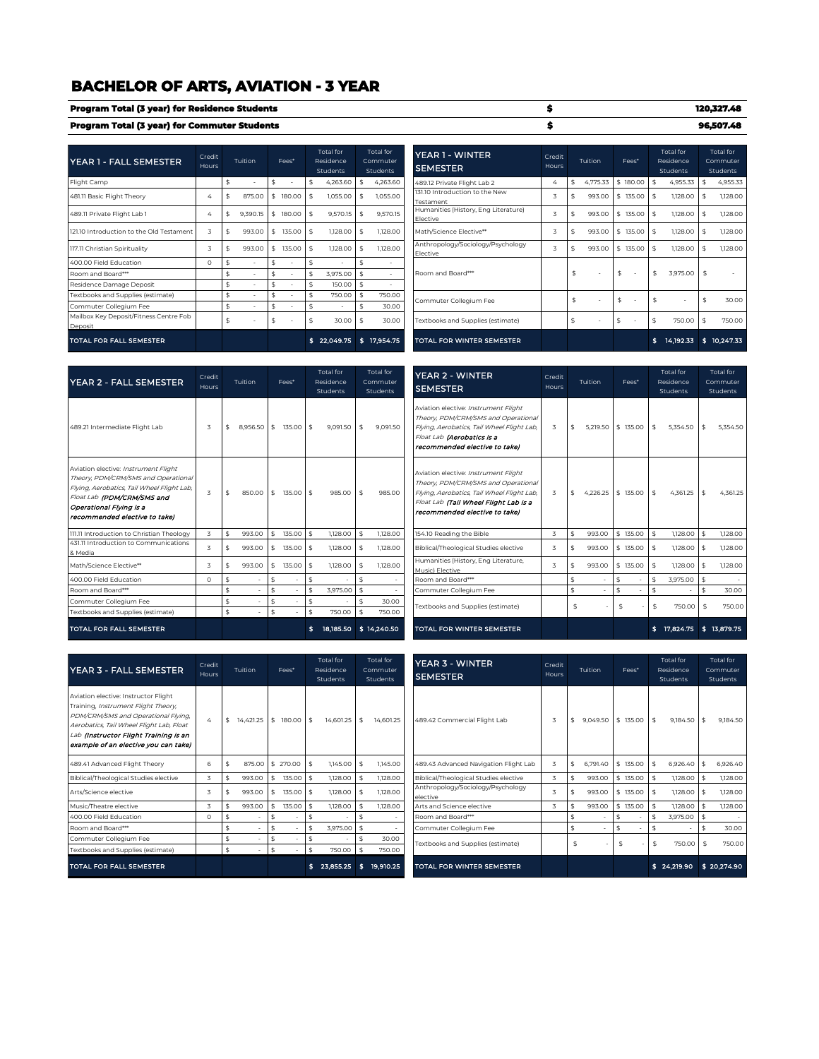# BACHELOR OF ARTS, AVIATION - 3 YEAR

| | | |
|---|---|---|
| **Program Total (3 year) for Residence Students** | **$** | **120,327.48** |
| **Program Total (3 year) for Commuter Students** | **$** | **96,507.48** |

| YEAR 1 - FALL SEMESTER | Credit Hours | Tuition | Fees* | Total for Residence Students | Total for Commuter Students |
|---|---|---|---|---|---|
| Flight Camp | | $ - | $ - | $ 4,263.60 | $ 4,263.60 |
| 481.11 Basic Flight Theory | 4 | $ 875.00 | $ 180.00 | $ 1,055.00 | $ 1,055.00 |
| 489.11 Private Flight Lab 1 | 4 | $ 9,390.15 | $ 180.00 | $ 9,570.15 | $ 9,570.15 |
| 121.10 Introduction to the Old Testament | 3 | $ 993.00 | $ 135.00 | $ 1,128.00 | $ 1,128.00 |
| 117.11 Christian Spirituality | 3 | $ 993.00 | $ 135.00 | $ 1,128.00 | $ 1,128.00 |
| 400.00 Field Education | 0 | $ - | $ - | $ - | $ - |
| Room and Board*** | | $ - | $ - | $ 3,975.00 | $ - |
| Residence Damage Deposit | | $ - | $ - | $ 150.00 | $ - |
| Textbooks and Supplies (estimate) | | $ - | $ - | $ 750.00 | $ 750.00 |
| Commuter Collegium Fee | | $ - | $ - | $ - | $ 30.00 |
| Mailbox Key Deposit/Fitness Centre Fob Deposit | | $ - | $ - | $ 30.00 | $ 30.00 |
| TOTAL FOR FALL SEMESTER | | | | $ 22,049.75 | $ 17,954.75 |

| YEAR 1 - WINTER SEMESTER | Credit Hours | Tuition | Fees* | Total for Residence Students | Total for Commuter Students |
|---|---|---|---|---|---|
| 489.12 Private Flight Lab 2 | 4 | $ 4,775.33 | $ 180.00 | $ 4,955.33 | $ 4,955.33 |
| 131.10 Introduction to the New Testament | 3 | $ 993.00 | $ 135.00 | $ 1,128.00 | $ 1,128.00 |
| Humanities (History, Eng Literature) Elective | 3 | $ 993.00 | $ 135.00 | $ 1,128.00 | $ 1,128.00 |
| Math/Science Elective** | 3 | $ 993.00 | $ 135.00 | $ 1,128.00 | $ 1,128.00 |
| Anthropology/Sociology/Psychology Elective | 3 | $ 993.00 | $ 135.00 | $ 1,128.00 | $ 1,128.00 |
| Room and Board*** | | $ - | $ - | $ 3,975.00 | $ - |
| Commuter Collegium Fee | | $ - | $ - | $ - | $ 30.00 |
| Textbooks and Supplies (estimate) | | $ - | $ - | $ 750.00 | $ 750.00 |
| TOTAL FOR WINTER SEMESTER | | | | $ 14,192.33 | $ 10,247.33 |

| YEAR 2 - FALL SEMESTER | Credit Hours | Tuition | Fees* | Total for Residence Students | Total for Commuter Students |
|---|---|---|---|---|---|
| 489.21 Intermediate Flight Lab | 3 | $ 8,956.50 | $ 135.00 | $ 9,091.50 | $ 9,091.50 |
| Aviation elective: *Instrument Flight Theory, PDM/CRM/SMS and Operational Flying, Aerobatics, Tail Wheel Flight Lab, Float Lab* ***(PDM/CRM/SMS and Operational Flying is a recommended elective to take)*** | 3 | $ 850.00 | $ 135.00 | $ 985.00 | $ 985.00 |
| 111.11 Introduction to Christian Theology | 3 | $ 993.00 | $ 135.00 | $ 1,128.00 | $ 1,128.00 |
| 431.11 Introduction to Communications & Media | 3 | $ 993.00 | $ 135.00 | $ 1,128.00 | $ 1,128.00 |
| Math/Science Elective** | 3 | $ 993.00 | $ 135.00 | $ 1,128.00 | $ 1,128.00 |
| 400.00 Field Education | 0 | $ - | $ - | $ - | $ - |
| Room and Board*** | | $ - | $ - | $ 3,975.00 | $ - |
| Commuter Collegium Fee | | $ - | $ - | $ - | $ 30.00 |
| Textbooks and Supplies (estimate) | | $ - | $ - | $ 750.00 | $ 750.00 |
| TOTAL FOR FALL SEMESTER | | | | $ 18,185.50 | $ 14,240.50 |

| YEAR 2 - WINTER SEMESTER | Credit Hours | Tuition | Fees* | Total for Residence Students | Total for Commuter Students |
|---|---|---|---|---|---|
| Aviation elective: *Instrument Flight Theory, PDM/CRM/SMS and Operational Flying, Aerobatics, Tail Wheel Flight Lab, Float Lab* ***(Aerobatics is a recommended elective to take)*** | 3 | $ 5,219.50 | $ 135.00 | $ 5,354.50 | $ 5,354.50 |
| Aviation elective: *Instrument Flight Theory, PDM/CRM/SMS and Operational Flying, Aerobatics, Tail Wheel Flight Lab, Float Lab* ***(Tail Wheel Flight Lab is a recommended elective to take)*** | 3 | $ 4,226.25 | $ 135.00 | $ 4,361.25 | $ 4,361.25 |
| 154.10 Reading the Bible | 3 | $ 993.00 | $ 135.00 | $ 1,128.00 | $ 1,128.00 |
| Biblical/Theological Studies elective | 3 | $ 993.00 | $ 135.00 | $ 1,128.00 | $ 1,128.00 |
| Humanities (History, Eng Literature, Music) Elective | 3 | $ 993.00 | $ 135.00 | $ 1,128.00 | $ 1,128.00 |
| Room and Board*** | | $ - | $ - | $ 3,975.00 | $ - |
| Commuter Collegium Fee | | $ - | $ - | $ - | $ 30.00 |
| Textbooks and Supplies (estimate) | | $ - | $ - | $ 750.00 | $ 750.00 |
| TOTAL FOR WINTER SEMESTER | | | | $ 17,824.75 | $ 13,879.75 |

| YEAR 3 - FALL SEMESTER | Credit Hours | Tuition | Fees* | Total for Residence Students | Total for Commuter Students |
|---|---|---|---|---|---|
| Aviation elective: Instructor Flight Training, *Instrument Flight Theory, PDM/CRM/SMS and Operational Flying, Aerobatics, Tail Wheel Flight Lab, Float Lab* ***(Instructor Flight Training is an example of an elective you can take)*** | 4 | $ 14,421.25 | $ 180.00 | $ 14,601.25 | $ 14,601.25 |
| 489.41 Advanced Flight Theory | 6 | $ 875.00 | $ 270.00 | $ 1,145.00 | $ 1,145.00 |
| Biblical/Theological Studies elective | 3 | $ 993.00 | $ 135.00 | $ 1,128.00 | $ 1,128.00 |
| Arts/Science elective | 3 | $ 993.00 | $ 135.00 | $ 1,128.00 | $ 1,128.00 |
| Music/Theatre elective | 3 | $ 993.00 | $ 135.00 | $ 1,128.00 | $ 1,128.00 |
| 400.00 Field Education | 0 | $ - | $ - | $ - | $ - |
| Room and Board*** | | $ - | $ - | $ 3,975.00 | $ - |
| Commuter Collegium Fee | | $ - | $ - | $ - | $ 30.00 |
| Textbooks and Supplies (estimate) | | $ - | $ - | $ 750.00 | $ 750.00 |
| TOTAL FOR FALL SEMESTER | | | | $ 23,855.25 | $ 19,910.25 |

| YEAR 3 - WINTER SEMESTER | Credit Hours | Tuition | Fees* | Total for Residence Students | Total for Commuter Students |
|---|---|---|---|---|---|
| 489.42 Commercial Flight Lab | 3 | $ 9,049.50 | $ 135.00 | $ 9,184.50 | $ 9,184.50 |
| 489.43 Advanced Navigation Flight Lab | 3 | $ 6,791.40 | $ 135.00 | $ 6,926.40 | $ 6,926.40 |
| Biblical/Theological Studies elective | 3 | $ 993.00 | $ 135.00 | $ 1,128.00 | $ 1,128.00 |
| Anthropology/Sociology/Psychology elective | 3 | $ 993.00 | $ 135.00 | $ 1,128.00 | $ 1,128.00 |
| Arts and Science elective | 3 | $ 993.00 | $ 135.00 | $ 1,128.00 | $ 1,128.00 |
| Room and Board*** | | $ - | $ - | $ 3,975.00 | $ - |
| Commuter Collegium Fee | | $ - | $ - | $ - | $ 30.00 |
| Textbooks and Supplies (estimate) | | $ - | $ - | $ 750.00 | $ 750.00 |
| TOTAL FOR WINTER SEMESTER | | | | $ 24,219.90 | $ 20,274.90 |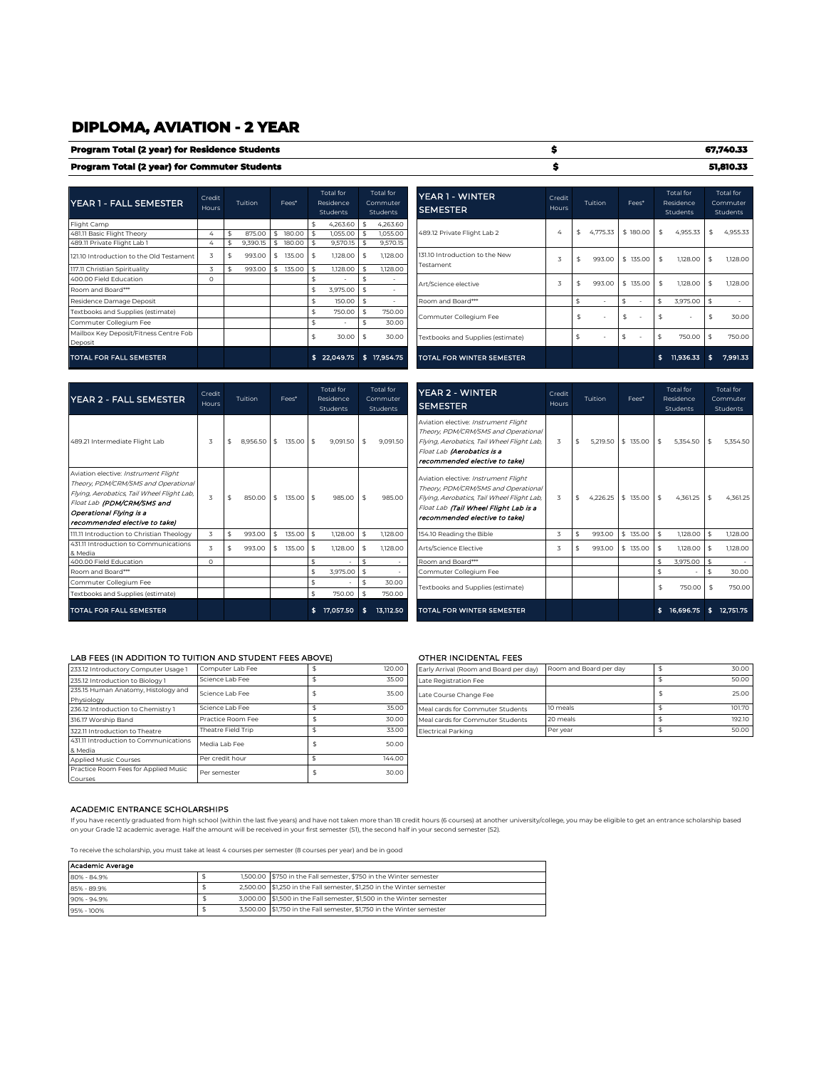# DIPLOMA, AVIATION - 2 YEAR

| | | |
|---|---|---|
| **Program Total (2 year) for Residence Students** | **$** | **67,740.33** |
| **Program Total (2 year) for Commuter Students** | **$** | **51,810.33** |

| YEAR 1 - FALL SEMESTER | Credit Hours | Tuition | Fees* | Total for Residence Students | Total for Commuter Students |
|---|---|---|---|---|---|
| Flight Camp | | | | $ 4,263.60 | $ 4,263.60 |
| 481.11 Basic Flight Theory | 4 | $ 875.00 | $ 180.00 | $ 1,055.00 | $ 1,055.00 |
| 489.11 Private Flight Lab 1 | 4 | $ 9,390.15 | $ 180.00 | $ 9,570.15 | $ 9,570.15 |
| 121.10 Introduction to the Old Testament | 3 | $ 993.00 | $ 135.00 | $ 1,128.00 | $ 1,128.00 |
| 117.11 Christian Spirituality | 3 | $ 993.00 | $ 135.00 | $ 1,128.00 | $ 1,128.00 |
| 400.00 Field Education | 0 | | | $ - | $ - |
| Room and Board*** | | | | $ 3,975.00 | $ - |
| Residence Damage Deposit | | | | $ 150.00 | $ - |
| Textbooks and Supplies (estimate) | | | | $ 750.00 | $ 750.00 |
| Commuter Collegium Fee | | | | $ - | $ 30.00 |
| Mailbox Key Deposit/Fitness Centre Fob Deposit | | | | $ 30.00 | $ 30.00 |
| TOTAL FOR FALL SEMESTER | | | | $ 22,049.75 | $ 17,954.75 |

| YEAR 1 - WINTER SEMESTER | Credit Hours | Tuition | Fees* | Total for Residence Students | Total for Commuter Students |
|---|---|---|---|---|---|
| 489.12 Private Flight Lab 2 | 4 | $ 4,775.33 | $ 180.00 | $ 4,955.33 | $ 4,955.33 |
| 131.10 Introduction to the New Testament | 3 | $ 993.00 | $ 135.00 | $ 1,128.00 | $ 1,128.00 |
| Art/Science elective | 3 | $ 993.00 | $ 135.00 | $ 1,128.00 | $ 1,128.00 |
| Room and Board*** | | $ - | $ - | $ 3,975.00 | $ - |
| Commuter Collegium Fee | | $ - | $ - | $ - | $ 30.00 |
| Textbooks and Supplies (estimate) | | $ - | $ - | $ 750.00 | $ 750.00 |
| TOTAL FOR WINTER SEMESTER | | | | $ 11,936.33 | $ 7,991.33 |

| YEAR 2 - FALL SEMESTER | Credit Hours | Tuition | Fees* | Total for Residence Students | Total for Commuter Students |
|---|---|---|---|---|---|
| 489.21 Intermediate Flight Lab | 3 | $ 8,956.50 | $ 135.00 | $ 9,091.50 | $ 9,091.50 |
| Aviation elective: *Instrument Flight Theory, PDM/CRM/SMS and Operational Flying, Aerobatics, Tail Wheel Flight Lab, Float Lab* ***(PDM/CRM/SMS and Operational Flying is a recommended elective to take)*** | 3 | $ 850.00 | $ 135.00 | $ 985.00 | $ 985.00 |
| 111.11 Introduction to Christian Theology | 3 | $ 993.00 | $ 135.00 | $ 1,128.00 | $ 1,128.00 |
| 431.11 Introduction to Communications & Media | 3 | $ 993.00 | $ 135.00 | $ 1,128.00 | $ 1,128.00 |
| 400.00 Field Education | 0 | | | $ - | $ - |
| Room and Board*** | | | | $ 3,975.00 | $ - |
| Commuter Collegium Fee | | | | $ - | $ 30.00 |
| Textbooks and Supplies (estimate) | | | | $ 750.00 | $ 750.00 |
| TOTAL FOR FALL SEMESTER | | | | $ 17,057.50 | $ 13,112.50 |

| YEAR 2 - WINTER SEMESTER | Credit Hours | Tuition | Fees* | Total for Residence Students | Total for Commuter Students |
|---|---|---|---|---|---|
| Aviation elective: *Instrument Flight Theory, PDM/CRM/SMS and Operational Flying, Aerobatics, Tail Wheel Flight Lab, Float Lab* ***(Aerobatics is a recommended elective to take)*** | 3 | $ 5,219.50 | $ 135.00 | $ 5,354.50 | $ 5,354.50 |
| Aviation elective: *Instrument Flight Theory, PDM/CRM/SMS and Operational Flying, Aerobatics, Tail Wheel Flight Lab, Float Lab* ***(Tail Wheel Flight Lab is a recommended elective to take)*** | 3 | $ 4,226.25 | $ 135.00 | $ 4,361.25 | $ 4,361.25 |
| 154.10 Reading the Bible | 3 | $ 993.00 | $ 135.00 | $ 1,128.00 | $ 1,128.00 |
| Arts/Science Elective | 3 | $ 993.00 | $ 135.00 | $ 1,128.00 | $ 1,128.00 |
| Room and Board*** | | | | $ 3,975.00 | $ - |
| Commuter Collegium Fee | | | | $ - | $ 30.00 |
| Textbooks and Supplies (estimate) | | | | $ 750.00 | $ 750.00 |
| TOTAL FOR WINTER SEMESTER | | | | $ 16,696.75 | $ 12,751.75 |

### LAB FEES (IN ADDITION TO TUITION AND STUDENT FEES ABOVE)

| | | |
|---|---|---|
| 233.12 Introductory Computer Usage 1 | Computer Lab Fee | $ 120.00 |
| 235.12 Introduction to Biology 1 | Science Lab Fee | $ 35.00 |
| 235.15 Human Anatomy, Histology and Physiology | Science Lab Fee | $ 35.00 |
| 236.12 Introduction to Chemistry 1 | Science Lab Fee | $ 35.00 |
| 316.17 Worship Band | Practice Room Fee | $ 30.00 |
| 322.11 Introduction to Theatre | Theatre Field Trip | $ 33.00 |
| 431.11 Introduction to Communications & Media | Media Lab Fee | $ 50.00 |
| Applied Music Courses | Per credit hour | $ 144.00 |
| Practice Room Fees for Applied Music Courses | Per semester | $ 30.00 |

### OTHER INCIDENTAL FEES

| | | |
|---|---|---|
| Early Arrival (Room and Board per day) | Room and Board per day | $ 30.00 |
| Late Registration Fee | | $ 50.00 |
| Late Course Change Fee | | $ 25.00 |
| Meal cards for Commuter Students | 10 meals | $ 101.70 |
| Meal cards for Commuter Students | 20 meals | $ 192.10 |
| Electrical Parking | Per year | $ 50.00 |

### ACADEMIC ENTRANCE SCHOLARSHIPS

If you have recently graduated from high school (within the last five years) and have not taken more than 18 credit hours (6 courses) at another university/college, you may be eligible to get an entrance scholarship based on your Grade 12 academic average. Half the amount will be received in your first semester (S1), the second half in your second semester (S2).

To receive the scholarship, you must take at least 4 courses per semester (8 courses per year) and be in good

| Academic Average | | |
|---|---|---|
| 80% - 84.9% | $ 1,500.00 | $750 in the Fall semester, $750 in the Winter semester |
| 85% - 89.9% | $ 2,500.00 | $1,250 in the Fall semester, $1,250 in the Winter semester |
| 90% - 94.9% | $ 3,000.00 | $1,500 in the Fall semester, $1,500 in the Winter semester |
| 95% - 100% | $ 3,500.00 | $1,750 in the Fall semester, $1,750 in the Winter semester |